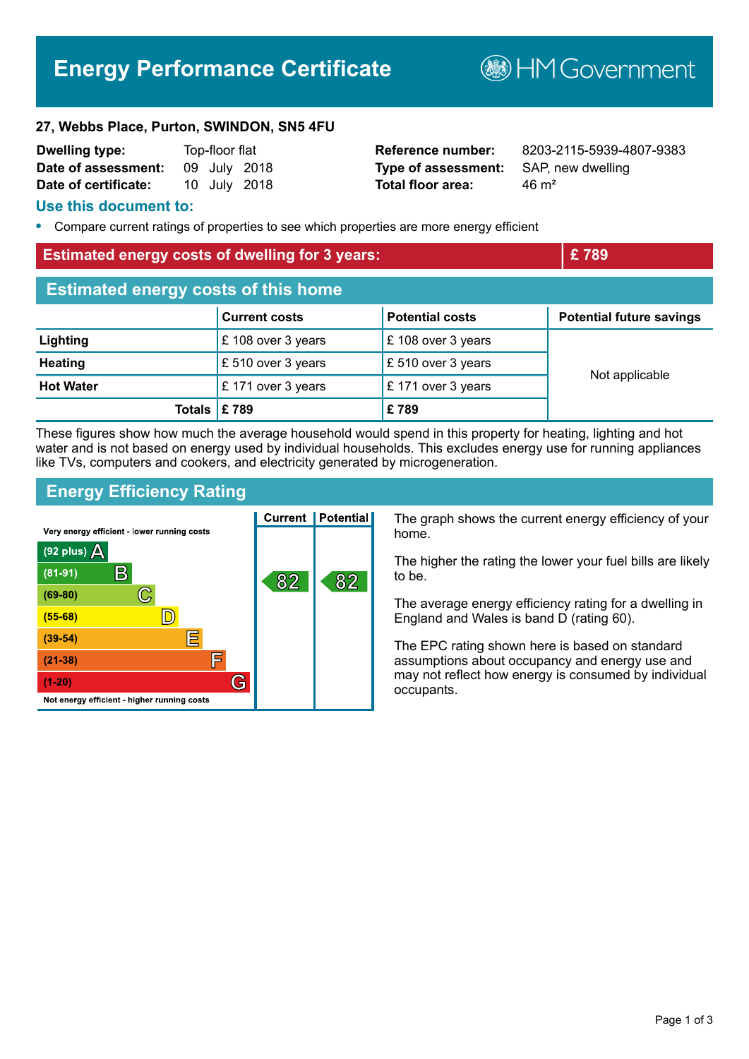# Energy Performance Certificate

HM Government

**27, Webbs Place, Purton, SWINDON, SN5 4FU**

| | | | |
|---|---|---|---|
| **Dwelling type:** | Top-floor flat | **Reference number:** | 8203-2115-5939-4807-9383 |
| **Date of assessment:** | 09 July 2018 | **Type of assessment:** | SAP, new dwelling |
| **Date of certificate:** | 10 July 2018 | **Total floor area:** | 46 m² |

## Use this document to:

- Compare current ratings of properties to see which properties are more energy efficient

| **Estimated energy costs of dwelling for 3 years:** | **£ 789** |
|---|---|

## Estimated energy costs of this home

| | Current costs | Potential costs | Potential future savings |
|---|---|---|---|
| **Lighting** | £ 108 over 3 years | £ 108 over 3 years | Not applicable |
| **Heating** | £ 510 over 3 years | £ 510 over 3 years | |
| **Hot Water** | £ 171 over 3 years | £ 171 over 3 years | |
| **Totals** | **£ 789** | **£ 789** | |

These figures show how much the average household would spend in this property for heating, lighting and hot water and is not based on energy used by individual households. This excludes energy use for running appliances like TVs, computers and cookers, and electricity generated by microgeneration.

## Energy Efficiency Rating

| Rating band | Current | Potential |
|---|---|---|
| Very energy efficient - lower running costs | | |
| (92 plus) A | | |
| (81-91) B | 82 | 82 |
| (69-80) C | | |
| (55-68) D | | |
| (39-54) E | | |
| (21-38) F | | |
| (1-20) G | | |
| Not energy efficient - higher running costs | | |

The graph shows the current energy efficiency of your home.

The higher the rating the lower your fuel bills are likely to be.

The average energy efficiency rating for a dwelling in England and Wales is band D (rating 60).

The EPC rating shown here is based on standard assumptions about occupancy and energy use and may not reflect how energy is consumed by individual occupants.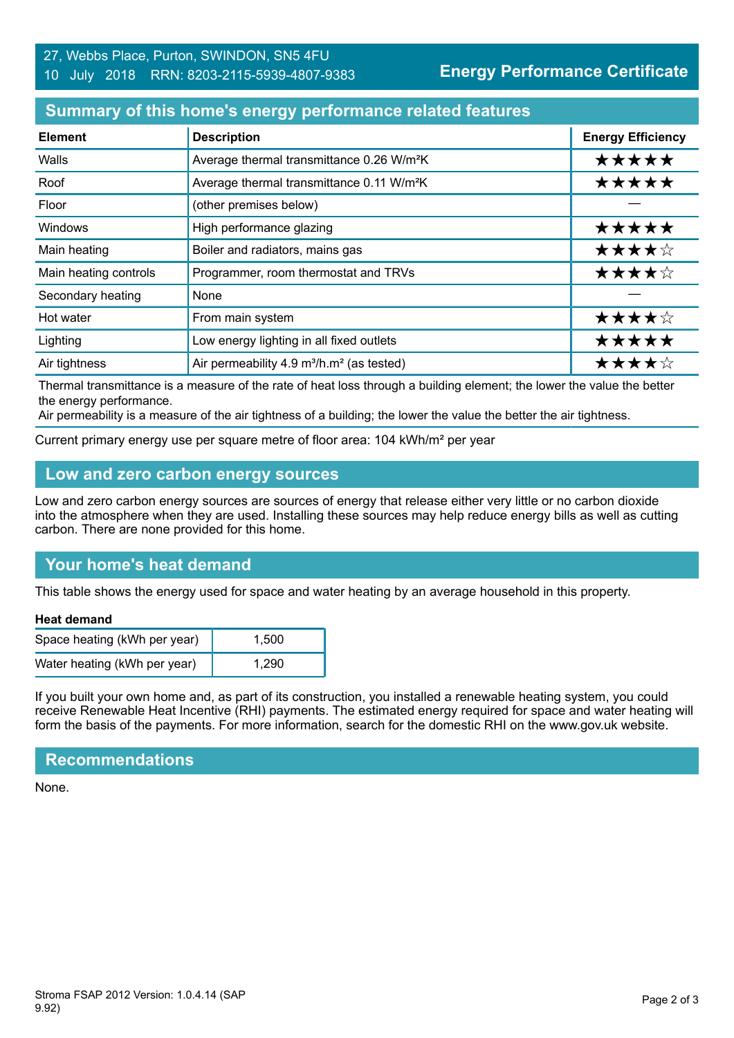27, Webbs Place, Purton, SWINDON, SN5 4FU
10 July 2018 RRN: 8203-2115-5939-4807-9383

**Energy Performance Certificate**

## Summary of this home's energy performance related features

| Element | Description | Energy Efficiency |
|---|---|---|
| Walls | Average thermal transmittance 0.26 W/m²K | ★★★★★ |
| Roof | Average thermal transmittance 0.11 W/m²K | ★★★★★ |
| Floor | (other premises below) | — |
| Windows | High performance glazing | ★★★★★ |
| Main heating | Boiler and radiators, mains gas | ★★★★☆ |
| Main heating controls | Programmer, room thermostat and TRVs | ★★★★☆ |
| Secondary heating | None | — |
| Hot water | From main system | ★★★★☆ |
| Lighting | Low energy lighting in all fixed outlets | ★★★★★ |
| Air tightness | Air permeability 4.9 m³/h.m² (as tested) | ★★★★☆ |

Thermal transmittance is a measure of the rate of heat loss through a building element; the lower the value the better the energy performance.
Air permeability is a measure of the air tightness of a building; the lower the value the better the air tightness.

Current primary energy use per square metre of floor area: 104 kWh/m² per year

## Low and zero carbon energy sources

Low and zero carbon energy sources are sources of energy that release either very little or no carbon dioxide into the atmosphere when they are used. Installing these sources may help reduce energy bills as well as cutting carbon. There are none provided for this home.

## Your home's heat demand

This table shows the energy used for space and water heating by an average household in this property.

**Heat demand**

| | |
|---|---|
| Space heating (kWh per year) | 1,500 |
| Water heating (kWh per year) | 1,290 |

If you built your own home and, as part of its construction, you installed a renewable heating system, you could receive Renewable Heat Incentive (RHI) payments. The estimated energy required for space and water heating will form the basis of the payments. For more information, search for the domestic RHI on the www.gov.uk website.

## Recommendations

None.

Stroma FSAP 2012 Version: 1.0.4.14 (SAP 9.92)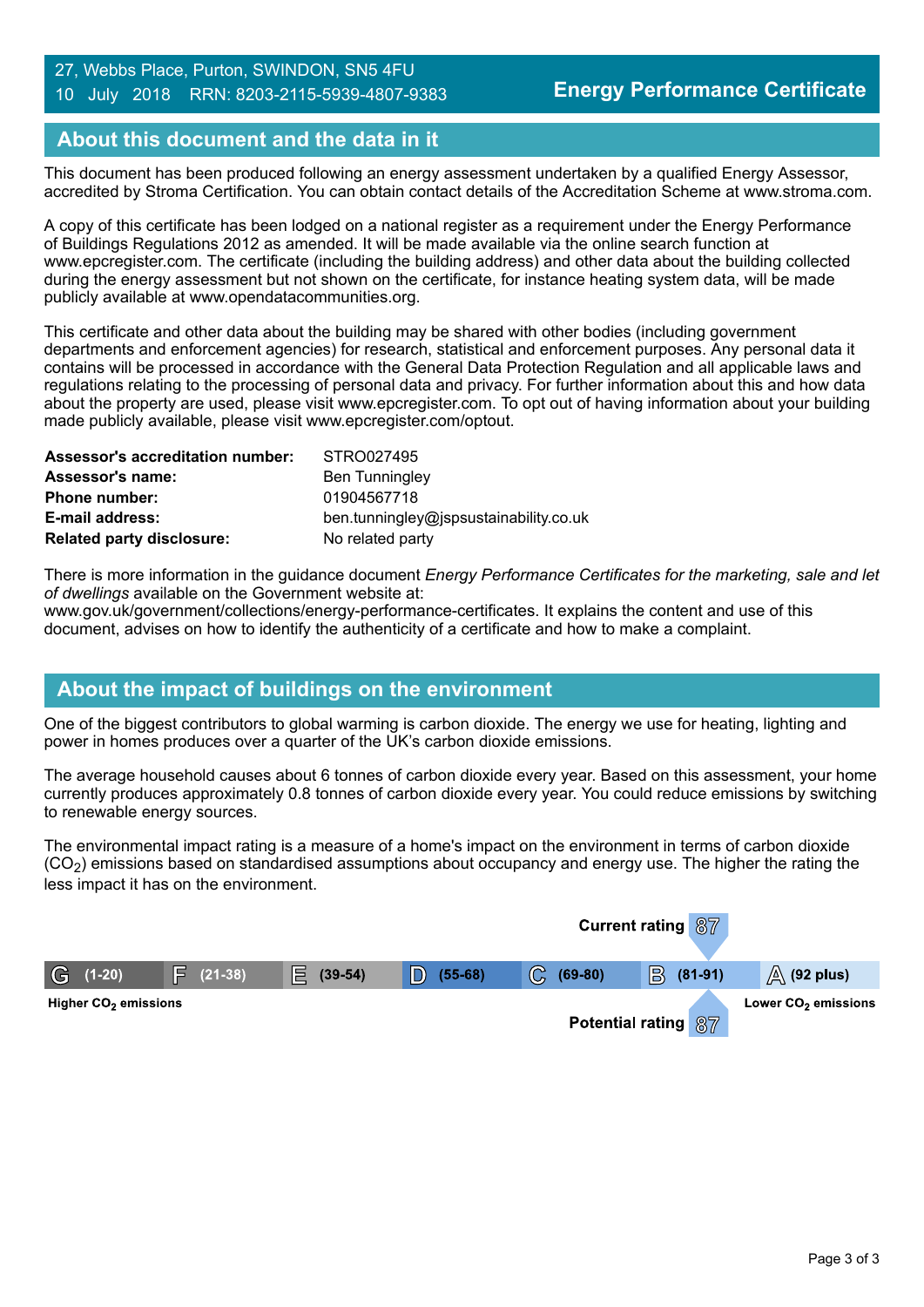27, Webbs Place, Purton, SWINDON, SN5 4FU
10 July 2018 RRN: 8203-2115-5939-4807-9383

**Energy Performance Certificate**

## About this document and the data in it

This document has been produced following an energy assessment undertaken by a qualified Energy Assessor, accredited by Stroma Certification. You can obtain contact details of the Accreditation Scheme at www.stroma.com.

A copy of this certificate has been lodged on a national register as a requirement under the Energy Performance of Buildings Regulations 2012 as amended. It will be made available via the online search function at www.epcregister.com. The certificate (including the building address) and other data about the building collected during the energy assessment but not shown on the certificate, for instance heating system data, will be made publicly available at www.opendatacommunities.org.

This certificate and other data about the building may be shared with other bodies (including government departments and enforcement agencies) for research, statistical and enforcement purposes. Any personal data it contains will be processed in accordance with the General Data Protection Regulation and all applicable laws and regulations relating to the processing of personal data and privacy. For further information about this and how data about the property are used, please visit www.epcregister.com. To opt out of having information about your building made publicly available, please visit www.epcregister.com/optout.

| | |
|---|---|
| **Assessor's accreditation number:** | STRO027495 |
| **Assessor's name:** | Ben Tunningley |
| **Phone number:** | 01904567718 |
| **E-mail address:** | ben.tunningley@jspsustainability.co.uk |
| **Related party disclosure:** | No related party |

There is more information in the guidance document *Energy Performance Certificates for the marketing, sale and let of dwellings* available on the Government website at: www.gov.uk/government/collections/energy-performance-certificates. It explains the content and use of this document, advises on how to identify the authenticity of a certificate and how to make a complaint.

## About the impact of buildings on the environment

One of the biggest contributors to global warming is carbon dioxide. The energy we use for heating, lighting and power in homes produces over a quarter of the UK's carbon dioxide emissions.

The average household causes about 6 tonnes of carbon dioxide every year. Based on this assessment, your home currently produces approximately 0.8 tonnes of carbon dioxide every year. You could reduce emissions by switching to renewable energy sources.

The environmental impact rating is a measure of a home's impact on the environment in terms of carbon dioxide ($CO_2$) emissions based on standardised assumptions about occupancy and energy use. The higher the rating the less impact it has on the environment.

Current rating 87

G (1-20) F (21-38) E (39-54) D (55-68) C (69-80) B (81-91) A (92 plus)

Higher $CO_2$ emissions

Lower $CO_2$ emissions

Potential rating 87